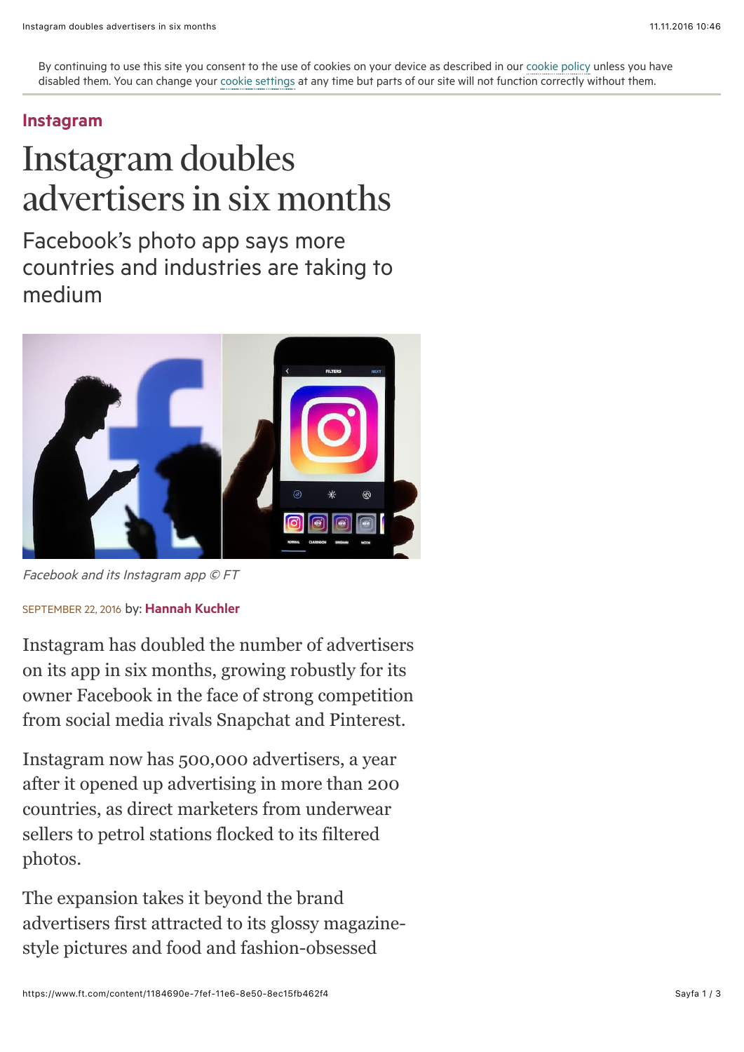By continuing to use this site you consent to the use of cookies on your device as described in our cookie policy unless you have disabled them. You can change your cookie settings at any time but parts of our site will not function correctly without them.

**Instagram**

# Instagram doubles advertisers in six months

## Facebook's photo app says more countries and industries are taking to medium

*Facebook and its Instagram app © FT*

SEPTEMBER 22, 2016 by: **Hannah Kuchler**

Instagram has doubled the number of advertisers on its app in six months, growing robustly for its owner Facebook in the face of strong competition from social media rivals Snapchat and Pinterest.

Instagram now has 500,000 advertisers, a year after it opened up advertising in more than 200 countries, as direct marketers from underwear sellers to petrol stations flocked to its filtered photos.

The expansion takes it beyond the brand advertisers first attracted to its glossy magazine-style pictures and food and fashion-obsessed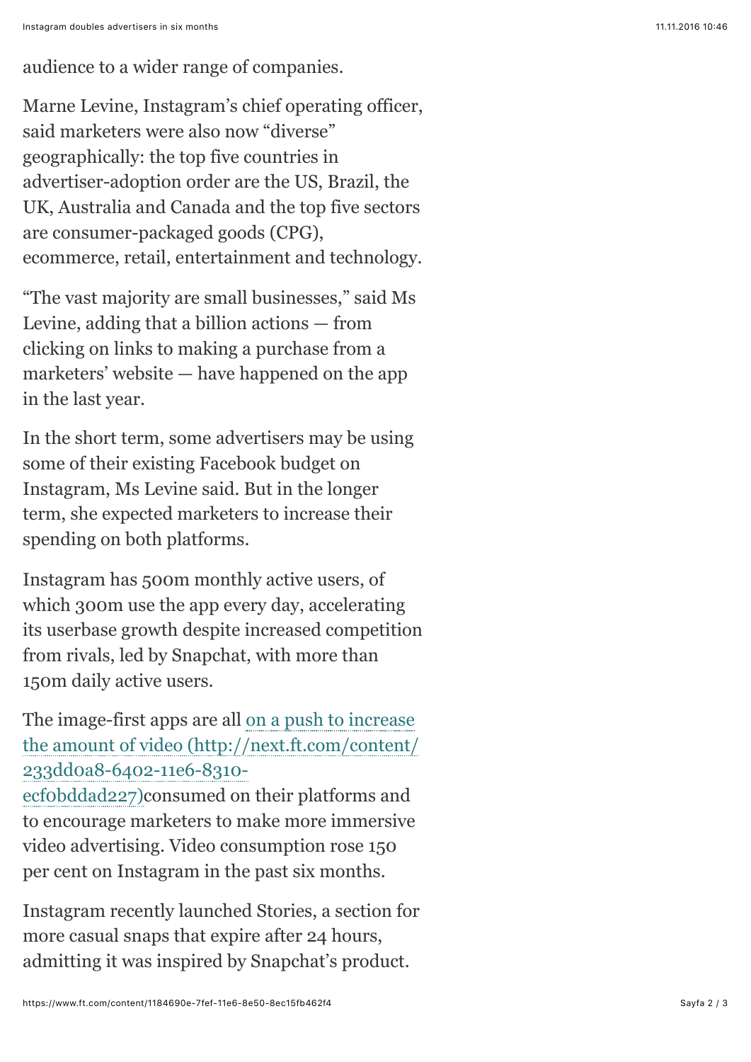audience to a wider range of companies.

Marne Levine, Instagram's chief operating officer, said marketers were also now "diverse" geographically: the top five countries in advertiser-adoption order are the US, Brazil, the UK, Australia and Canada and the top five sectors are consumer-packaged goods (CPG), ecommerce, retail, entertainment and technology.

"The vast majority are small businesses," said Ms Levine, adding that a billion actions — from clicking on links to making a purchase from a marketers' website — have happened on the app in the last year.

In the short term, some advertisers may be using some of their existing Facebook budget on Instagram, Ms Levine said. But in the longer term, she expected marketers to increase their spending on both platforms.

Instagram has 500m monthly active users, of which 300m use the app every day, accelerating its userbase growth despite increased competition from rivals, led by Snapchat, with more than 150m daily active users.

The image-first apps are all [on a push to increase the amount of video (http://next.ft.com/content/233dd0a8-6402-11e6-8310-ecf0bddad227)](http://next.ft.com/content/233dd0a8-6402-11e6-8310-ecf0bddad227)consumed on their platforms and to encourage marketers to make more immersive video advertising. Video consumption rose 150 per cent on Instagram in the past six months.

Instagram recently launched Stories, a section for more casual snaps that expire after 24 hours, admitting it was inspired by Snapchat's product.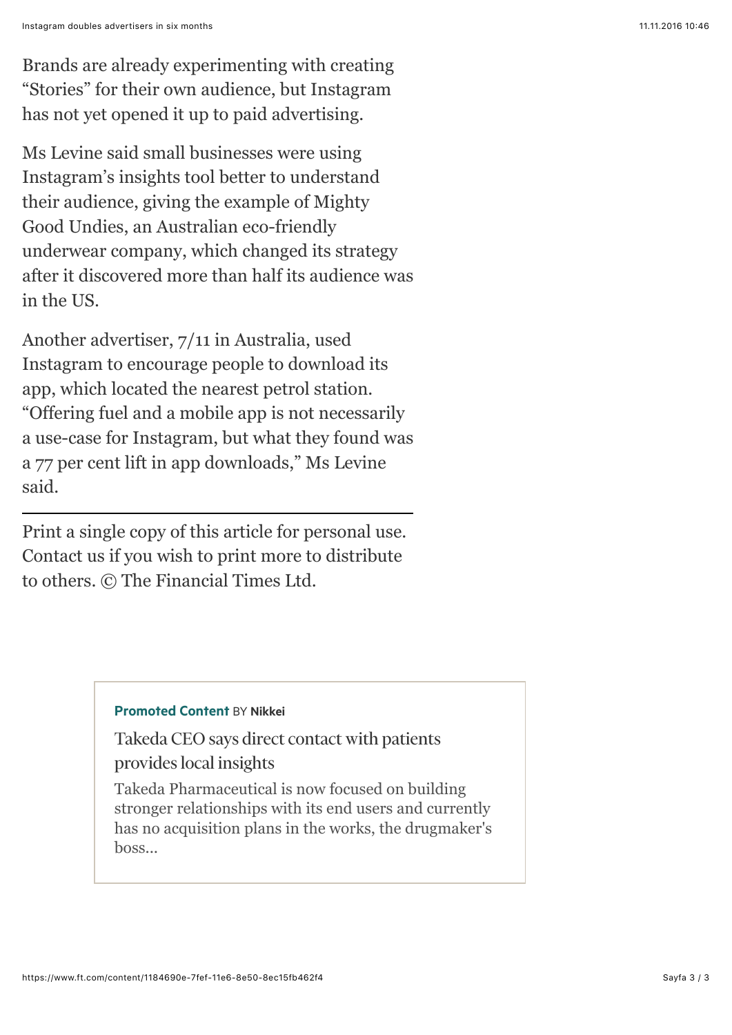Brands are already experimenting with creating "Stories" for their own audience, but Instagram has not yet opened it up to paid advertising.

Ms Levine said small businesses were using Instagram's insights tool better to understand their audience, giving the example of Mighty Good Undies, an Australian eco-friendly underwear company, which changed its strategy after it discovered more than half its audience was in the US.

Another advertiser, 7/11 in Australia, used Instagram to encourage people to download its app, which located the nearest petrol station. "Offering fuel and a mobile app is not necessarily a use-case for Instagram, but what they found was a 77 per cent lift in app downloads," Ms Levine said.

---

Print a single copy of this article for personal use. Contact us if you wish to print more to distribute to others. © The Financial Times Ltd.

**Promoted Content** BY **Nikkei**

### Takeda CEO says direct contact with patients provides local insights

Takeda Pharmaceutical is now focused on building stronger relationships with its end users and currently has no acquisition plans in the works, the drugmaker's boss...